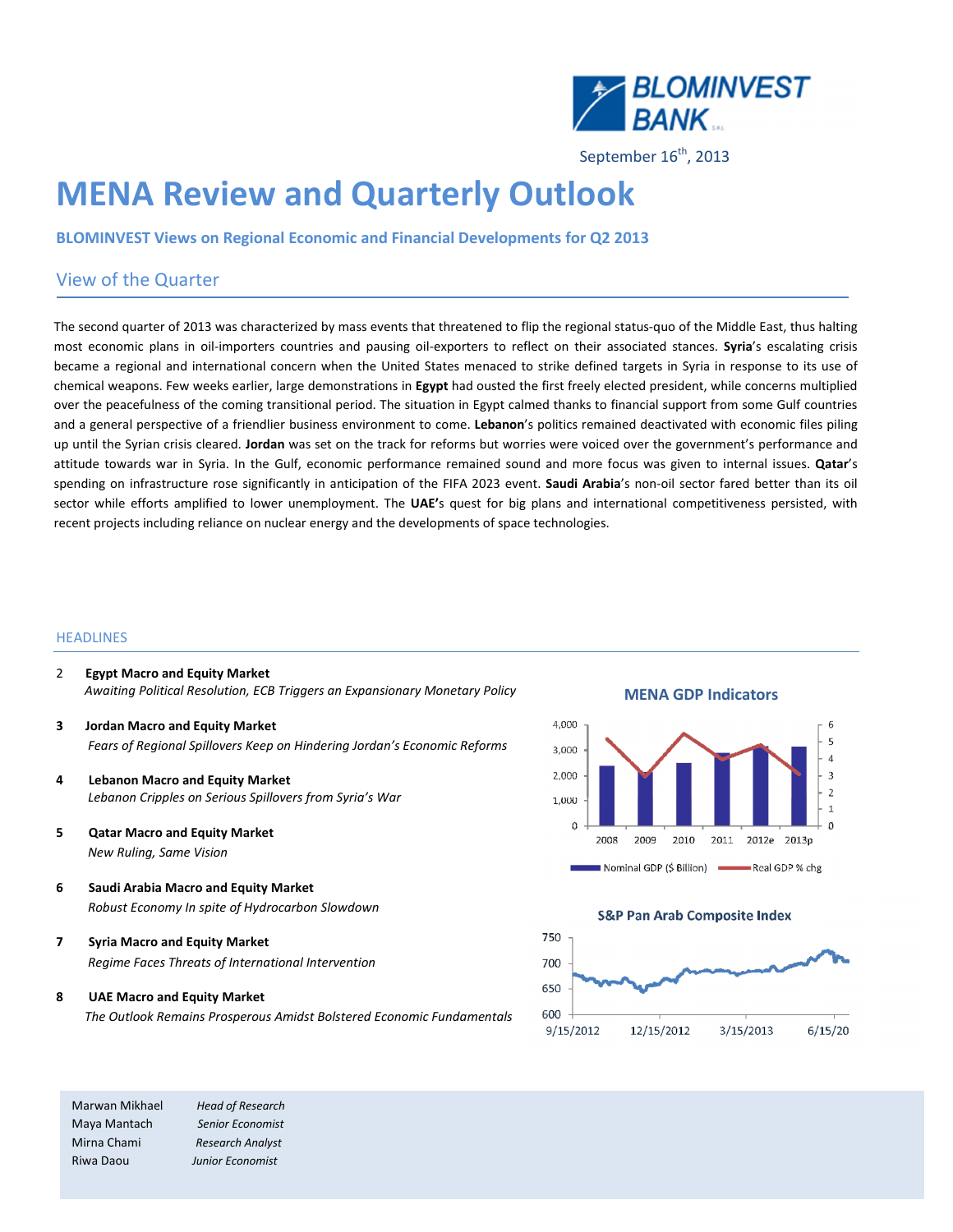BLOMINVEST BANK

September 16th, 2013

# MENA Review and Quarterly Outlook

**BLOMINVEST Views on Regional Economic and Financial Developments for Q2 2013**

## View of the Quarter

The second quarter of 2013 was characterized by mass events that threatened to flip the regional status-quo of the Middle East, thus halting most economic plans in oil-importers countries and pausing oil-exporters to reflect on their associated stances. **Syria**'s escalating crisis became a regional and international concern when the United States menaced to strike defined targets in Syria in response to its use of chemical weapons. Few weeks earlier, large demonstrations in **Egypt** had ousted the first freely elected president, while concerns multiplied over the peacefulness of the coming transitional period. The situation in Egypt calmed thanks to financial support from some Gulf countries and a general perspective of a friendlier business environment to come. **Lebanon**'s politics remained deactivated with economic files piling up until the Syrian crisis cleared. **Jordan** was set on the track for reforms but worries were voiced over the government's performance and attitude towards war in Syria. In the Gulf, economic performance remained sound and more focus was given to internal issues. **Qatar**'s spending on infrastructure rose significantly in anticipation of the FIFA 2023 event. **Saudi Arabia**'s non-oil sector fared better than its oil sector while efforts amplified to lower unemployment. The **UAE'**s quest for big plans and international competitiveness persisted, with recent projects including reliance on nuclear energy and the developments of space technologies.

## HEADLINES

2 **Egypt Macro and Equity Market**
*Awaiting Political Resolution, ECB Triggers an Expansionary Monetary Policy*

3 **Jordan Macro and Equity Market**
*Fears of Regional Spillovers Keep on Hindering Jordan's Economic Reforms*

4 **Lebanon Macro and Equity Market**
*Lebanon Cripples on Serious Spillovers from Syria's War*

5 **Qatar Macro and Equity Market**
*New Ruling, Same Vision*

6 **Saudi Arabia Macro and Equity Market**
*Robust Economy In spite of Hydrocarbon Slowdown*

7 **Syria Macro and Equity Market**
*Regime Faces Threats of International Intervention*

8 **UAE Macro and Equity Market**
*The Outlook Remains Prosperous Amidst Bolstered Economic Fundamentals*

**MENA GDP Indicators**

Legend: Nominal GDP ($ Billion); Real GDP % chg (years 2008, 2009, 2010, 2011, 2012e, 2013p)

**S&P Pan Arab Composite Index**

(9/15/2012 – 6/15/20)

| | |
|---|---|
| Marwan Mikhael | *Head of Research* |
| Maya Mantach | *Senior Economist* |
| Mirna Chami | *Research Analyst* |
| Riwa Daou | *Junior Economist* |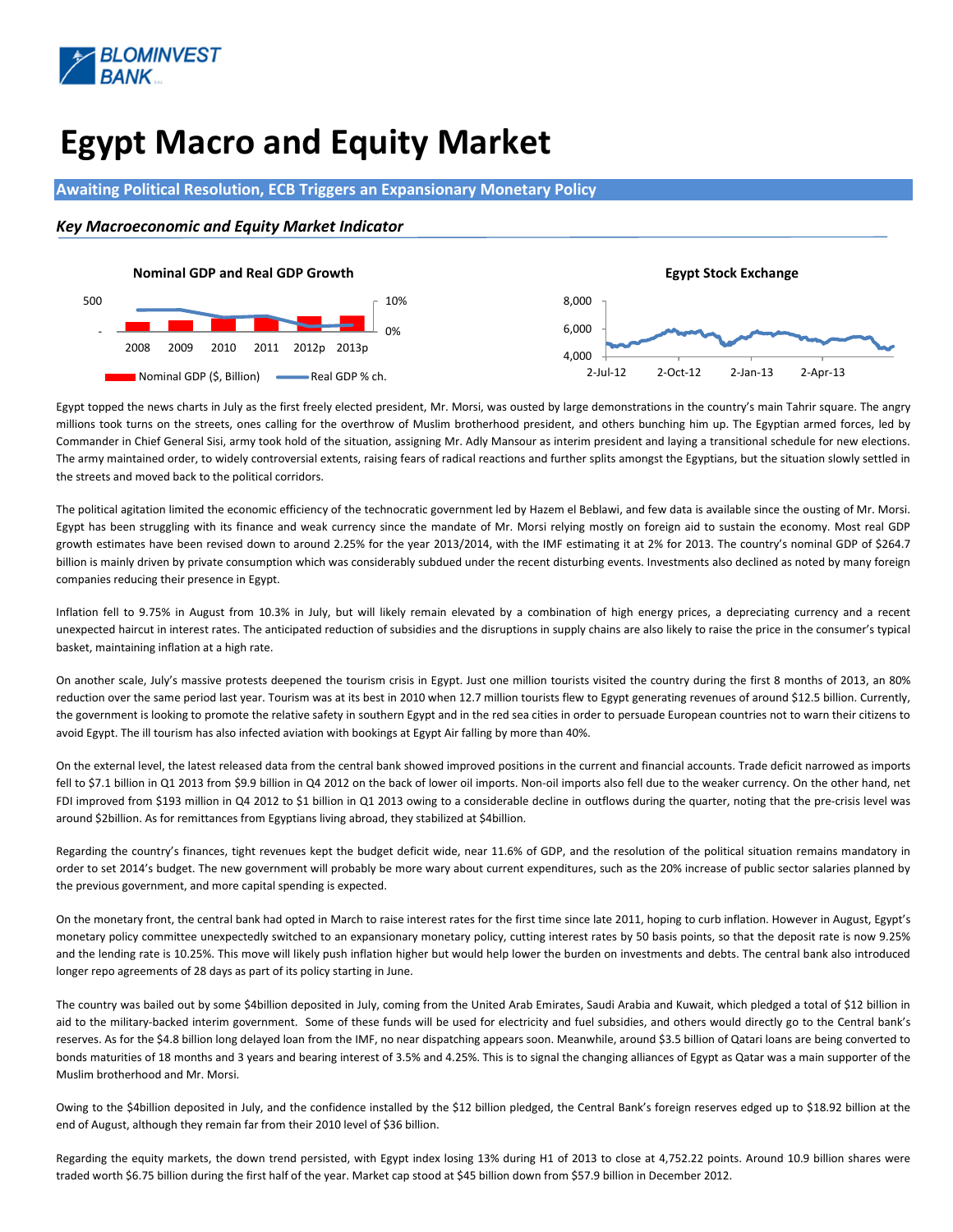# Egypt Macro and Equity Market

## Awaiting Political Resolution, ECB Triggers an Expansionary Monetary Policy

### *Key Macroeconomic and Equity Market Indicator*

**Nominal GDP and Real GDP Growth**

500 | 10%
\- | 0%
2008 2009 2010 2011 2012p 2013p

Nominal GDP ($, Billion) — Real GDP % ch.

**Egypt Stock Exchange**

8,000
6,000
4,000
2-Jul-12 2-Oct-12 2-Jan-13 2-Apr-13

Egypt topped the news charts in July as the first freely elected president, Mr. Morsi, was ousted by large demonstrations in the country's main Tahrir square. The angry millions took turns on the streets, ones calling for the overthrow of Muslim brotherhood president, and others bunching him up. The Egyptian armed forces, led by Commander in Chief General Sisi, army took hold of the situation, assigning Mr. Adly Mansour as interim president and laying a transitional schedule for new elections. The army maintained order, to widely controversial extents, raising fears of radical reactions and further splits amongst the Egyptians, but the situation slowly settled in the streets and moved back to the political corridors.

The political agitation limited the economic efficiency of the technocratic government led by Hazem el Beblawi, and few data is available since the ousting of Mr. Morsi. Egypt has been struggling with its finance and weak currency since the mandate of Mr. Morsi relying mostly on foreign aid to sustain the economy. Most real GDP growth estimates have been revised down to around 2.25% for the year 2013/2014, with the IMF estimating it at 2% for 2013. The country's nominal GDP of $264.7 billion is mainly driven by private consumption which was considerably subdued under the recent disturbing events. Investments also declined as noted by many foreign companies reducing their presence in Egypt.

Inflation fell to 9.75% in August from 10.3% in July, but will likely remain elevated by a combination of high energy prices, a depreciating currency and a recent unexpected haircut in interest rates. The anticipated reduction of subsidies and the disruptions in supply chains are also likely to raise the price in the consumer's typical basket, maintaining inflation at a high rate.

On another scale, July's massive protests deepened the tourism crisis in Egypt. Just one million tourists visited the country during the first 8 months of 2013, an 80% reduction over the same period last year. Tourism was at its best in 2010 when 12.7 million tourists flew to Egypt generating revenues of around $12.5 billion. Currently, the government is looking to promote the relative safety in southern Egypt and in the red sea cities in order to persuade European countries not to warn their citizens to avoid Egypt. The ill tourism has also infected aviation with bookings at Egypt Air falling by more than 40%.

On the external level, the latest released data from the central bank showed improved positions in the current and financial accounts. Trade deficit narrowed as imports fell to $7.1 billion in Q1 2013 from $9.9 billion in Q4 2012 on the back of lower oil imports. Non-oil imports also fell due to the weaker currency. On the other hand, net FDI improved from $193 million in Q4 2012 to $1 billion in Q1 2013 owing to a considerable decline in outflows during the quarter, noting that the pre-crisis level was around $2billion. As for remittances from Egyptians living abroad, they stabilized at $4billion.

Regarding the country's finances, tight revenues kept the budget deficit wide, near 11.6% of GDP, and the resolution of the political situation remains mandatory in order to set 2014's budget. The new government will probably be more wary about current expenditures, such as the 20% increase of public sector salaries planned by the previous government, and more capital spending is expected.

On the monetary front, the central bank had opted in March to raise interest rates for the first time since late 2011, hoping to curb inflation. However in August, Egypt's monetary policy committee unexpectedly switched to an expansionary monetary policy, cutting interest rates by 50 basis points, so that the deposit rate is now 9.25% and the lending rate is 10.25%. This move will likely push inflation higher but would help lower the burden on investments and debts. The central bank also introduced longer repo agreements of 28 days as part of its policy starting in June.

The country was bailed out by some $4billion deposited in July, coming from the United Arab Emirates, Saudi Arabia and Kuwait, which pledged a total of $12 billion in aid to the military-backed interim government. Some of these funds will be used for electricity and fuel subsidies, and others would directly go to the Central bank's reserves. As for the $4.8 billion long delayed loan from the IMF, no near dispatching appears soon. Meanwhile, around $3.5 billion of Qatari loans are being converted to bonds maturities of 18 months and 3 years and bearing interest of 3.5% and 4.25%. This is to signal the changing alliances of Egypt as Qatar was a main supporter of the Muslim brotherhood and Mr. Morsi.

Owing to the $4billion deposited in July, and the confidence installed by the $12 billion pledged, the Central Bank's foreign reserves edged up to $18.92 billion at the end of August, although they remain far from their 2010 level of $36 billion.

Regarding the equity markets, the down trend persisted, with Egypt index losing 13% during H1 of 2013 to close at 4,752.22 points. Around 10.9 billion shares were traded worth $6.75 billion during the first half of the year. Market cap stood at $45 billion down from $57.9 billion in December 2012.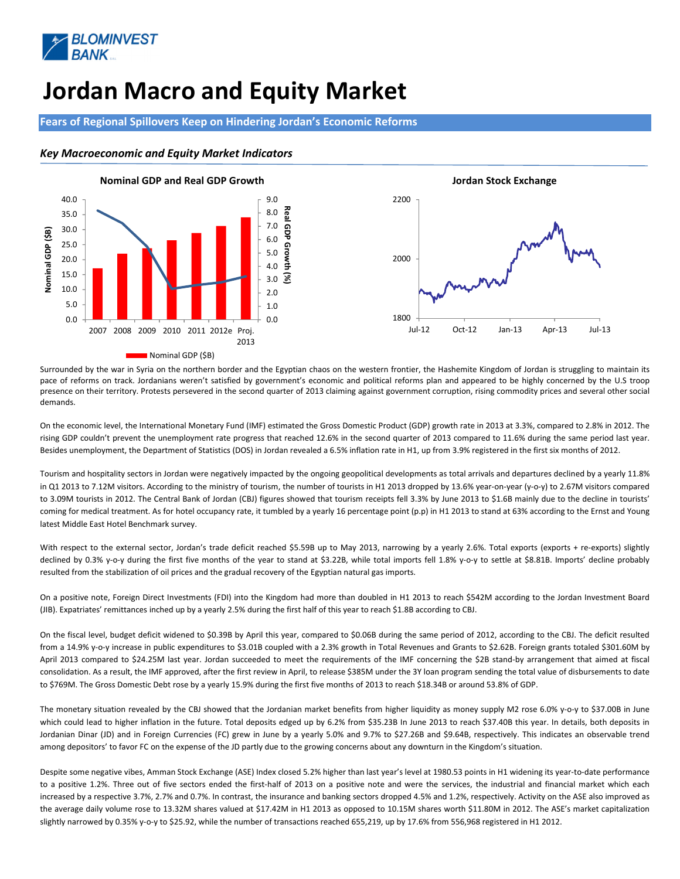# Jordan Macro and Equity Market

## Fears of Regional Spillovers Keep on Hindering Jordan's Economic Reforms

### *Key Macroeconomic and Equity Market Indicators*

Surrounded by the war in Syria on the northern border and the Egyptian chaos on the western frontier, the Hashemite Kingdom of Jordan is struggling to maintain its pace of reforms on track. Jordanians weren't satisfied by government's economic and political reforms plan and appeared to be highly concerned by the U.S troop presence on their territory. Protests persevered in the second quarter of 2013 claiming against government corruption, rising commodity prices and several other social demands.

On the economic level, the International Monetary Fund (IMF) estimated the Gross Domestic Product (GDP) growth rate in 2013 at 3.3%, compared to 2.8% in 2012. The rising GDP couldn't prevent the unemployment rate progress that reached 12.6% in the second quarter of 2013 compared to 11.6% during the same period last year. Besides unemployment, the Department of Statistics (DOS) in Jordan revealed a 6.5% inflation rate in H1, up from 3.9% registered in the first six months of 2012.

Tourism and hospitality sectors in Jordan were negatively impacted by the ongoing geopolitical developments as total arrivals and departures declined by a yearly 11.8% in Q1 2013 to 7.12M visitors. According to the ministry of tourism, the number of tourists in H1 2013 dropped by 13.6% year-on-year (y-o-y) to 2.67M visitors compared to 3.09M tourists in 2012. The Central Bank of Jordan (CBJ) figures showed that tourism receipts fell 3.3% by June 2013 to $1.6B mainly due to the decline in tourists' coming for medical treatment. As for hotel occupancy rate, it tumbled by a yearly 16 percentage point (p.p) in H1 2013 to stand at 63% according to the Ernst and Young latest Middle East Hotel Benchmark survey.

With respect to the external sector, Jordan's trade deficit reached $5.59B up to May 2013, narrowing by a yearly 2.6%. Total exports (exports + re-exports) slightly declined by 0.3% y-o-y during the first five months of the year to stand at $3.22B, while total imports fell 1.8% y-o-y to settle at $8.81B. Imports' decline probably resulted from the stabilization of oil prices and the gradual recovery of the Egyptian natural gas imports.

On a positive note, Foreign Direct Investments (FDI) into the Kingdom had more than doubled in H1 2013 to reach $542M according to the Jordan Investment Board (JIB). Expatriates' remittances inched up by a yearly 2.5% during the first half of this year to reach $1.8B according to CBJ.

On the fiscal level, budget deficit widened to $0.39B by April this year, compared to $0.06B during the same period of 2012, according to the CBJ. The deficit resulted from a 14.9% y-o-y increase in public expenditures to $3.01B coupled with a 2.3% growth in Total Revenues and Grants to $2.62B. Foreign grants totaled $301.60M by April 2013 compared to $24.25M last year. Jordan succeeded to meet the requirements of the IMF concerning the $2B stand-by arrangement that aimed at fiscal consolidation. As a result, the IMF approved, after the first review in April, to release $385M under the 3Y loan program sending the total value of disbursements to date to $769M. The Gross Domestic Debt rose by a yearly 15.9% during the first five months of 2013 to reach $18.34B or around 53.8% of GDP.

The monetary situation revealed by the CBJ showed that the Jordanian market benefits from higher liquidity as money supply M2 rose 6.0% y-o-y to $37.00B in June which could lead to higher inflation in the future. Total deposits edged up by 6.2% from $35.23B In June 2013 to reach $37.40B this year. In details, both deposits in Jordanian Dinar (JD) and in Foreign Currencies (FC) grew in June by a yearly 5.0% and 9.7% to $27.26B and $9.64B, respectively. This indicates an observable trend among depositors' to favor FC on the expense of the JD partly due to the growing concerns about any downturn in the Kingdom's situation.

Despite some negative vibes, Amman Stock Exchange (ASE) Index closed 5.2% higher than last year's level at 1980.53 points in H1 widening its year-to-date performance to a positive 1.2%. Three out of five sectors ended the first-half of 2013 on a positive note and were the services, the industrial and financial market which each increased by a respective 3.7%, 2.7% and 0.7%. In contrast, the insurance and banking sectors dropped 4.5% and 1.2%, respectively. Activity on the ASE also improved as the average daily volume rose to 13.32M shares valued at $17.42M in H1 2013 as opposed to 10.15M shares worth $11.80M in 2012. The ASE's market capitalization slightly narrowed by 0.35% y-o-y to $25.92, while the number of transactions reached 655,219, up by 17.6% from 556,968 registered in H1 2012.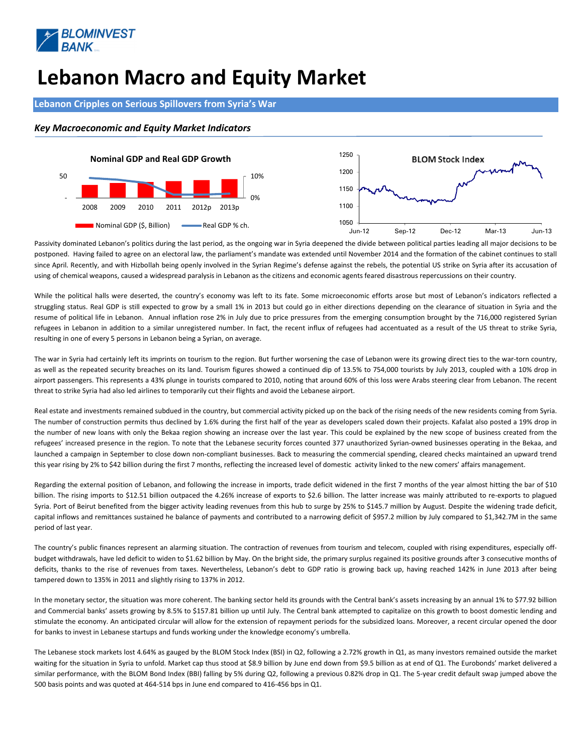# Lebanon Macro and Equity Market

## Lebanon Cripples on Serious Spillovers from Syria's War

### *Key Macroeconomic and Equity Market Indicators*

Passivity dominated Lebanon's politics during the last period, as the ongoing war in Syria deepened the divide between political parties leading all major decisions to be postponed. Having failed to agree on an electoral law, the parliament's mandate was extended until November 2014 and the formation of the cabinet continues to stall since April. Recently, and with Hizbollah being openly involved in the Syrian Regime's defense against the rebels, the potential US strike on Syria after its accusation of using of chemical weapons, caused a widespread paralysis in Lebanon as the citizens and economic agents feared disastrous repercussions on their country.

While the political halls were deserted, the country's economy was left to its fate. Some microeconomic efforts arose but most of Lebanon's indicators reflected a struggling status. Real GDP is still expected to grow by a small 1% in 2013 but could go in either directions depending on the clearance of situation in Syria and the resume of political life in Lebanon. Annual inflation rose 2% in July due to price pressures from the emerging consumption brought by the 716,000 registered Syrian refugees in Lebanon in addition to a similar unregistered number. In fact, the recent influx of refugees had accentuated as a result of the US threat to strike Syria, resulting in one of every 5 persons in Lebanon being a Syrian, on average.

The war in Syria had certainly left its imprints on tourism to the region. But further worsening the case of Lebanon were its growing direct ties to the war-torn country, as well as the repeated security breaches on its land. Tourism figures showed a continued dip of 13.5% to 754,000 tourists by July 2013, coupled with a 10% drop in airport passengers. This represents a 43% plunge in tourists compared to 2010, noting that around 60% of this loss were Arabs steering clear from Lebanon. The recent threat to strike Syria had also led airlines to temporarily cut their flights and avoid the Lebanese airport.

Real estate and investments remained subdued in the country, but commercial activity picked up on the back of the rising needs of the new residents coming from Syria. The number of construction permits thus declined by 1.6% during the first half of the year as developers scaled down their projects. Kafalat also posted a 19% drop in the number of new loans with only the Bekaa region showing an increase over the last year. This could be explained by the new scope of business created from the refugees' increased presence in the region. To note that the Lebanese security forces counted 377 unauthorized Syrian-owned businesses operating in the Bekaa, and launched a campaign in September to close down non-compliant businesses. Back to measuring the commercial spending, cleared checks maintained an upward trend this year rising by 2% to $42 billion during the first 7 months, reflecting the increased level of domestic activity linked to the new comers' affairs management.

Regarding the external position of Lebanon, and following the increase in imports, trade deficit widened in the first 7 months of the year almost hitting the bar of $10 billion. The rising imports to $12.51 billion outpaced the 4.26% increase of exports to $2.6 billion. The latter increase was mainly attributed to re-exports to plagued Syria. Port of Beirut benefited from the bigger activity leading revenues from this hub to surge by 25% to $145.7 million by August. Despite the widening trade deficit, capital inflows and remittances sustained he balance of payments and contributed to a narrowing deficit of $957.2 million by July compared to $1,342.7M in the same period of last year.

The country's public finances represent an alarming situation. The contraction of revenues from tourism and telecom, coupled with rising expenditures, especially off-budget withdrawals, have led deficit to widen to $1.62 billion by May. On the bright side, the primary surplus regained its positive grounds after 3 consecutive months of deficits, thanks to the rise of revenues from taxes. Nevertheless, Lebanon's debt to GDP ratio is growing back up, having reached 142% in June 2013 after being tampered down to 135% in 2011 and slightly rising to 137% in 2012.

In the monetary sector, the situation was more coherent. The banking sector held its grounds with the Central bank's assets increasing by an annual 1% to $77.92 billion and Commercial banks' assets growing by 8.5% to $157.81 billion up until July. The Central bank attempted to capitalize on this growth to boost domestic lending and stimulate the economy. An anticipated circular will allow for the extension of repayment periods for the subsidized loans. Moreover, a recent circular opened the door for banks to invest in Lebanese startups and funds working under the knowledge economy's umbrella.

The Lebanese stock markets lost 4.64% as gauged by the BLOM Stock Index (BSI) in Q2, following a 2.72% growth in Q1, as many investors remained outside the market waiting for the situation in Syria to unfold. Market cap thus stood at $8.9 billion by June end down from $9.5 billion as at end of Q1. The Eurobonds' market delivered a similar performance, with the BLOM Bond Index (BBI) falling by 5% during Q2, following a previous 0.82% drop in Q1. The 5-year credit default swap jumped above the 500 basis points and was quoted at 464-514 bps in June end compared to 416-456 bps in Q1.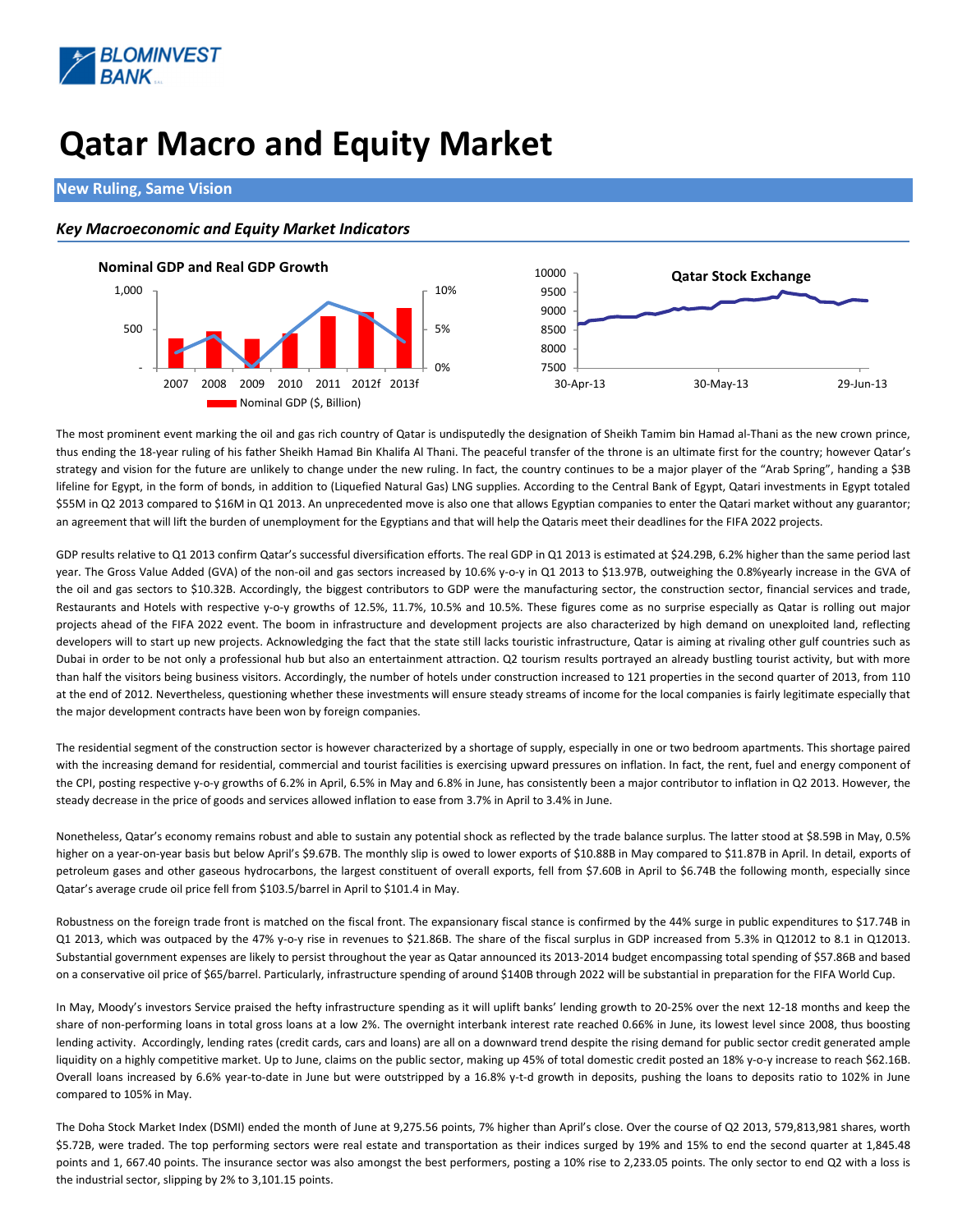# Qatar Macro and Equity Market

## New Ruling, Same Vision

### *Key Macroeconomic and Equity Market Indicators*

**Nominal GDP and Real GDP Growth**

**Qatar Stock Exchange**

The most prominent event marking the oil and gas rich country of Qatar is undisputedly the designation of Sheikh Tamim bin Hamad al-Thani as the new crown prince, thus ending the 18-year ruling of his father Sheikh Hamad Bin Khalifa Al Thani. The peaceful transfer of the throne is an ultimate first for the country; however Qatar's strategy and vision for the future are unlikely to change under the new ruling. In fact, the country continues to be a major player of the "Arab Spring", handing a $3B lifeline for Egypt, in the form of bonds, in addition to (Liquefied Natural Gas) LNG supplies. According to the Central Bank of Egypt, Qatari investments in Egypt totaled $55M in Q2 2013 compared to $16M in Q1 2013. An unprecedented move is also one that allows Egyptian companies to enter the Qatari market without any guarantor; an agreement that will lift the burden of unemployment for the Egyptians and that will help the Qataris meet their deadlines for the FIFA 2022 projects.

GDP results relative to Q1 2013 confirm Qatar's successful diversification efforts. The real GDP in Q1 2013 is estimated at $24.29B, 6.2% higher than the same period last year. The Gross Value Added (GVA) of the non-oil and gas sectors increased by 10.6% y-o-y in Q1 2013 to $13.97B, outweighing the 0.8%yearly increase in the GVA of the oil and gas sectors to $10.32B. Accordingly, the biggest contributors to GDP were the manufacturing sector, the construction sector, financial services and trade, Restaurants and Hotels with respective y-o-y growths of 12.5%, 11.7%, 10.5% and 10.5%. These figures come as no surprise especially as Qatar is rolling out major projects ahead of the FIFA 2022 event. The boom in infrastructure and development projects are also characterized by high demand on unexploited land, reflecting developers will to start up new projects. Acknowledging the fact that the state still lacks touristic infrastructure, Qatar is aiming at rivaling other gulf countries such as Dubai in order to be not only a professional hub but also an entertainment attraction. Q2 tourism results portrayed an already bustling tourist activity, but with more than half the visitors being business visitors. Accordingly, the number of hotels under construction increased to 121 properties in the second quarter of 2013, from 110 at the end of 2012. Nevertheless, questioning whether these investments will ensure steady streams of income for the local companies is fairly legitimate especially that the major development contracts have been won by foreign companies.

The residential segment of the construction sector is however characterized by a shortage of supply, especially in one or two bedroom apartments. This shortage paired with the increasing demand for residential, commercial and tourist facilities is exercising upward pressures on inflation. In fact, the rent, fuel and energy component of the CPI, posting respective y-o-y growths of 6.2% in April, 6.5% in May and 6.8% in June, has consistently been a major contributor to inflation in Q2 2013. However, the steady decrease in the price of goods and services allowed inflation to ease from 3.7% in April to 3.4% in June.

Nonetheless, Qatar's economy remains robust and able to sustain any potential shock as reflected by the trade balance surplus. The latter stood at $8.59B in May, 0.5% higher on a year-on-year basis but below April's $9.67B. The monthly slip is owed to lower exports of $10.88B in May compared to $11.87B in April. In detail, exports of petroleum gases and other gaseous hydrocarbons, the largest constituent of overall exports, fell from $7.60B in April to $6.74B the following month, especially since Qatar's average crude oil price fell from $103.5/barrel in April to $101.4 in May.

Robustness on the foreign trade front is matched on the fiscal front. The expansionary fiscal stance is confirmed by the 44% surge in public expenditures to $17.74B in Q1 2013, which was outpaced by the 47% y-o-y rise in revenues to $21.86B. The share of the fiscal surplus in GDP increased from 5.3% in Q12012 to 8.1 in Q12013. Substantial government expenses are likely to persist throughout the year as Qatar announced its 2013-2014 budget encompassing total spending of $57.86B and based on a conservative oil price of $65/barrel. Particularly, infrastructure spending of around $140B through 2022 will be substantial in preparation for the FIFA World Cup.

In May, Moody's investors Service praised the hefty infrastructure spending as it will uplift banks' lending growth to 20-25% over the next 12-18 months and keep the share of non-performing loans in total gross loans at a low 2%. The overnight interbank interest rate reached 0.66% in June, its lowest level since 2008, thus boosting lending activity. Accordingly, lending rates (credit cards, cars and loans) are all on a downward trend despite the rising demand for public sector credit generated ample liquidity on a highly competitive market. Up to June, claims on the public sector, making up 45% of total domestic credit posted an 18% y-o-y increase to reach $62.16B. Overall loans increased by 6.6% year-to-date in June but were outstripped by a 16.8% y-t-d growth in deposits, pushing the loans to deposits ratio to 102% in June compared to 105% in May.

The Doha Stock Market Index (DSMI) ended the month of June at 9,275.56 points, 7% higher than April's close. Over the course of Q2 2013, 579,813,981 shares, worth $5.72B, were traded. The top performing sectors were real estate and transportation as their indices surged by 19% and 15% to end the second quarter at 1,845.48 points and 1, 667.40 points. The insurance sector was also amongst the best performers, posting a 10% rise to 2,233.05 points. The only sector to end Q2 with a loss is the industrial sector, slipping by 2% to 3,101.15 points.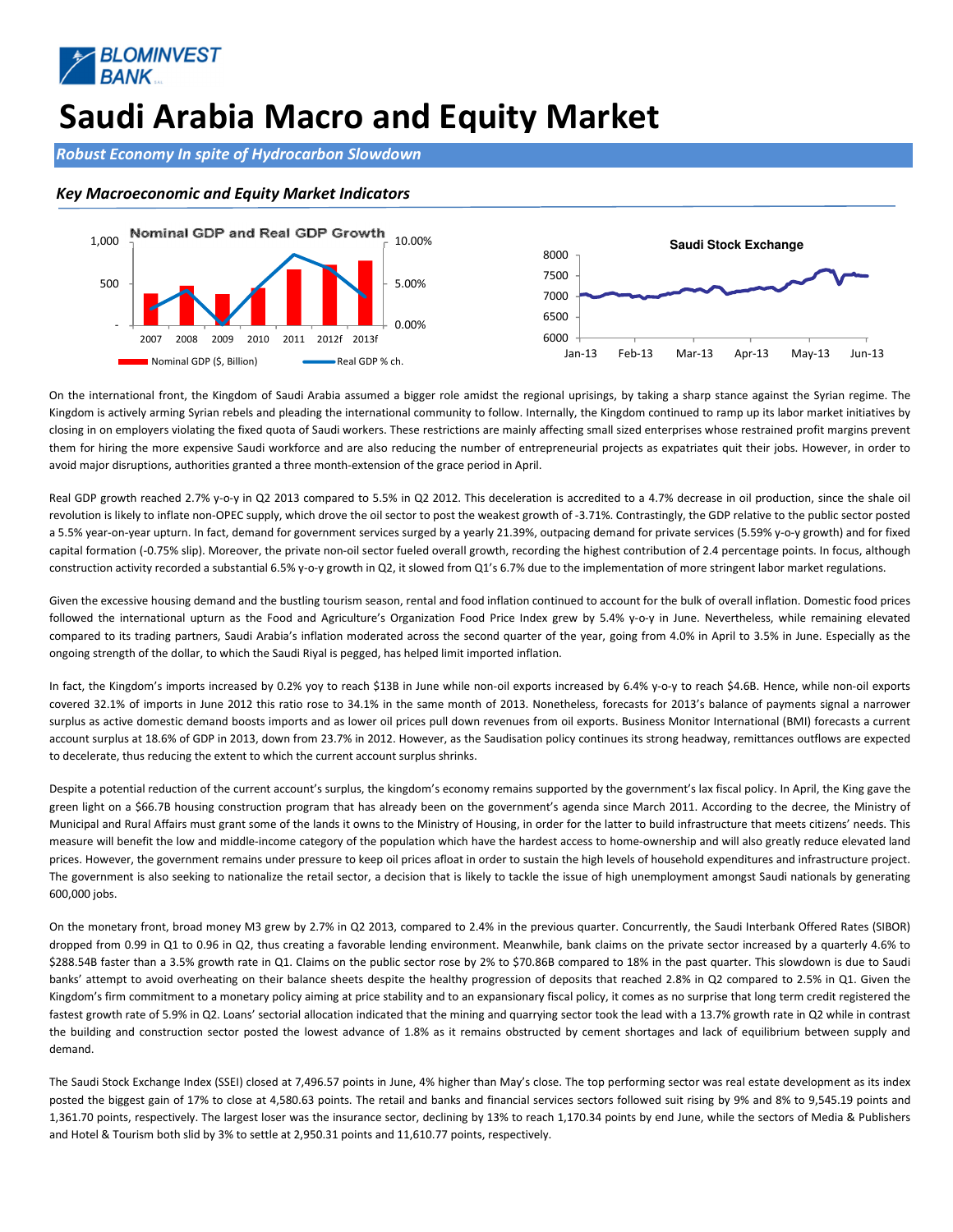# Saudi Arabia Macro and Equity Market

***Robust Economy In spite of Hydrocarbon Slowdown***

### *Key Macroeconomic and Equity Market Indicators*

On the international front, the Kingdom of Saudi Arabia assumed a bigger role amidst the regional uprisings, by taking a sharp stance against the Syrian regime. The Kingdom is actively arming Syrian rebels and pleading the international community to follow. Internally, the Kingdom continued to ramp up its labor market initiatives by closing in on employers violating the fixed quota of Saudi workers. These restrictions are mainly affecting small sized enterprises whose restrained profit margins prevent them for hiring the more expensive Saudi workforce and are also reducing the number of entrepreneurial projects as expatriates quit their jobs. However, in order to avoid major disruptions, authorities granted a three month-extension of the grace period in April.

Real GDP growth reached 2.7% y-o-y in Q2 2013 compared to 5.5% in Q2 2012. This deceleration is accredited to a 4.7% decrease in oil production, since the shale oil revolution is likely to inflate non-OPEC supply, which drove the oil sector to post the weakest growth of -3.71%. Contrastingly, the GDP relative to the public sector posted a 5.5% year-on-year upturn. In fact, demand for government services surged by a yearly 21.39%, outpacing demand for private services (5.59% y-o-y growth) and for fixed capital formation (-0.75% slip). Moreover, the private non-oil sector fueled overall growth, recording the highest contribution of 2.4 percentage points. In focus, although construction activity recorded a substantial 6.5% y-o-y growth in Q2, it slowed from Q1's 6.7% due to the implementation of more stringent labor market regulations.

Given the excessive housing demand and the bustling tourism season, rental and food inflation continued to account for the bulk of overall inflation. Domestic food prices followed the international upturn as the Food and Agriculture's Organization Food Price Index grew by 5.4% y-o-y in June. Nevertheless, while remaining elevated compared to its trading partners, Saudi Arabia's inflation moderated across the second quarter of the year, going from 4.0% in April to 3.5% in June. Especially as the ongoing strength of the dollar, to which the Saudi Riyal is pegged, has helped limit imported inflation.

In fact, the Kingdom's imports increased by 0.2% yoy to reach $13B in June while non-oil exports increased by 6.4% y-o-y to reach $4.6B. Hence, while non-oil exports covered 32.1% of imports in June 2012 this ratio rose to 34.1% in the same month of 2013. Nonetheless, forecasts for 2013's balance of payments signal a narrower surplus as active domestic demand boosts imports and as lower oil prices pull down revenues from oil exports. Business Monitor International (BMI) forecasts a current account surplus at 18.6% of GDP in 2013, down from 23.7% in 2012. However, as the Saudisation policy continues its strong headway, remittances outflows are expected to decelerate, thus reducing the extent to which the current account surplus shrinks.

Despite a potential reduction of the current account's surplus, the kingdom's economy remains supported by the government's lax fiscal policy. In April, the King gave the green light on a $66.7B housing construction program that has already been on the government's agenda since March 2011. According to the decree, the Ministry of Municipal and Rural Affairs must grant some of the lands it owns to the Ministry of Housing, in order for the latter to build infrastructure that meets citizens' needs. This measure will benefit the low and middle-income category of the population which have the hardest access to home-ownership and will also greatly reduce elevated land prices. However, the government remains under pressure to keep oil prices afloat in order to sustain the high levels of household expenditures and infrastructure project. The government is also seeking to nationalize the retail sector, a decision that is likely to tackle the issue of high unemployment amongst Saudi nationals by generating 600,000 jobs.

On the monetary front, broad money M3 grew by 2.7% in Q2 2013, compared to 2.4% in the previous quarter. Concurrently, the Saudi Interbank Offered Rates (SIBOR) dropped from 0.99 in Q1 to 0.96 in Q2, thus creating a favorable lending environment. Meanwhile, bank claims on the private sector increased by a quarterly 4.6% to $288.54B faster than a 3.5% growth rate in Q1. Claims on the public sector rose by 2% to $70.86B compared to 18% in the past quarter. This slowdown is due to Saudi banks' attempt to avoid overheating on their balance sheets despite the healthy progression of deposits that reached 2.8% in Q2 compared to 2.5% in Q1. Given the Kingdom's firm commitment to a monetary policy aiming at price stability and to an expansionary fiscal policy, it comes as no surprise that long term credit registered the fastest growth rate of 5.9% in Q2. Loans' sectorial allocation indicated that the mining and quarrying sector took the lead with a 13.7% growth rate in Q2 while in contrast the building and construction sector posted the lowest advance of 1.8% as it remains obstructed by cement shortages and lack of equilibrium between supply and demand.

The Saudi Stock Exchange Index (SSEI) closed at 7,496.57 points in June, 4% higher than May's close. The top performing sector was real estate development as its index posted the biggest gain of 17% to close at 4,580.63 points. The retail and banks and financial services sectors followed suit rising by 9% and 8% to 9,545.19 points and 1,361.70 points, respectively. The largest loser was the insurance sector, declining by 13% to reach 1,170.34 points by end June, while the sectors of Media & Publishers and Hotel & Tourism both slid by 3% to settle at 2,950.31 points and 11,610.77 points, respectively.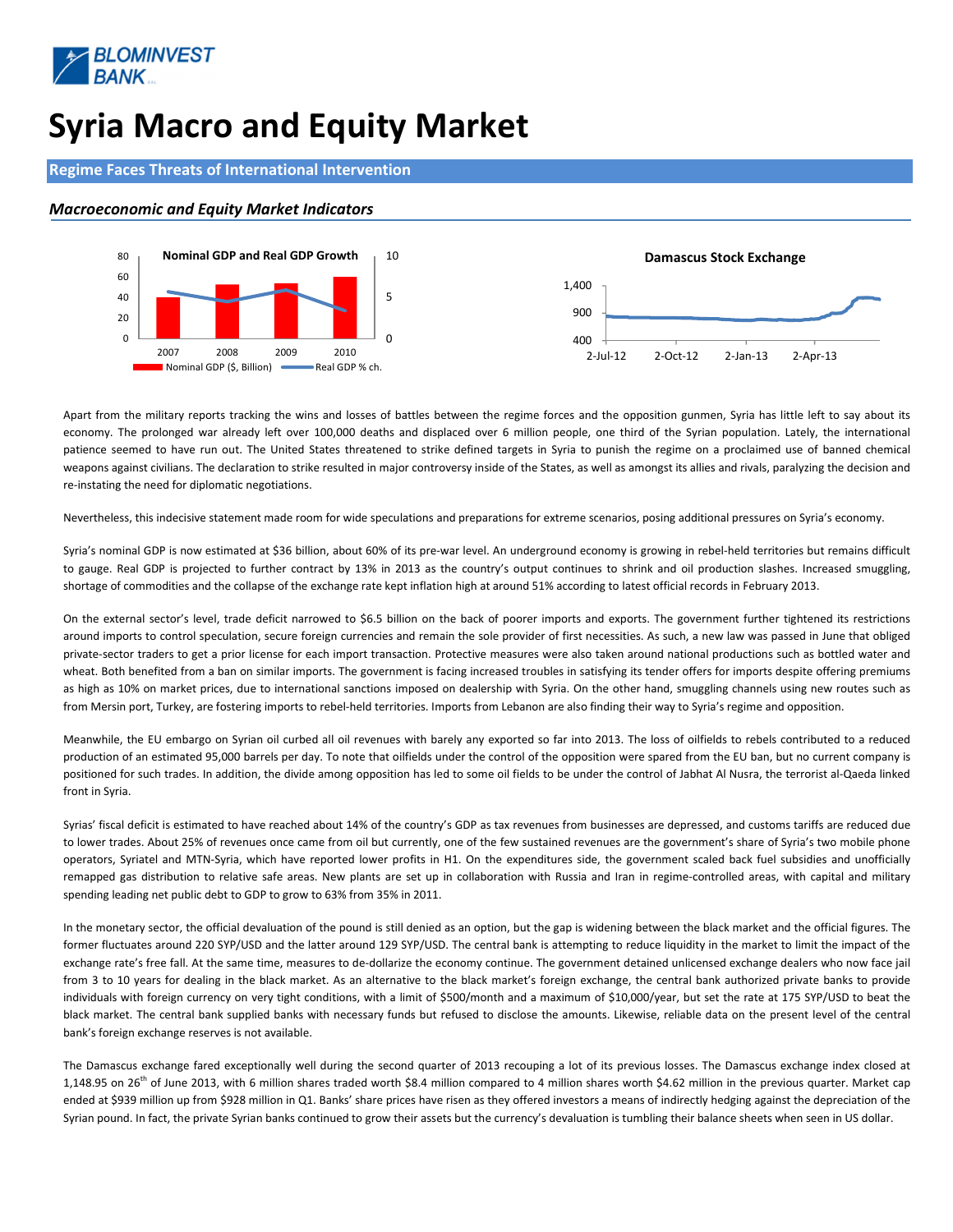# Syria Macro and Equity Market

## Regime Faces Threats of International Intervention

### *Macroeconomic and Equity Market Indicators*

Apart from the military reports tracking the wins and losses of battles between the regime forces and the opposition gunmen, Syria has little left to say about its economy. The prolonged war already left over 100,000 deaths and displaced over 6 million people, one third of the Syrian population. Lately, the international patience seemed to have run out. The United States threatened to strike defined targets in Syria to punish the regime on a proclaimed use of banned chemical weapons against civilians. The declaration to strike resulted in major controversy inside of the States, as well as amongst its allies and rivals, paralyzing the decision and re-instating the need for diplomatic negotiations.

Nevertheless, this indecisive statement made room for wide speculations and preparations for extreme scenarios, posing additional pressures on Syria's economy.

Syria's nominal GDP is now estimated at $36 billion, about 60% of its pre-war level. An underground economy is growing in rebel-held territories but remains difficult to gauge. Real GDP is projected to further contract by 13% in 2013 as the country's output continues to shrink and oil production slashes. Increased smuggling, shortage of commodities and the collapse of the exchange rate kept inflation high at around 51% according to latest official records in February 2013.

On the external sector's level, trade deficit narrowed to $6.5 billion on the back of poorer imports and exports. The government further tightened its restrictions around imports to control speculation, secure foreign currencies and remain the sole provider of first necessities. As such, a new law was passed in June that obliged private-sector traders to get a prior license for each import transaction. Protective measures were also taken around national productions such as bottled water and wheat. Both benefited from a ban on similar imports. The government is facing increased troubles in satisfying its tender offers for imports despite offering premiums as high as 10% on market prices, due to international sanctions imposed on dealership with Syria. On the other hand, smuggling channels using new routes such as from Mersin port, Turkey, are fostering imports to rebel-held territories. Imports from Lebanon are also finding their way to Syria's regime and opposition.

Meanwhile, the EU embargo on Syrian oil curbed all oil revenues with barely any exported so far into 2013. The loss of oilfields to rebels contributed to a reduced production of an estimated 95,000 barrels per day. To note that oilfields under the control of the opposition were spared from the EU ban, but no current company is positioned for such trades. In addition, the divide among opposition has led to some oil fields to be under the control of Jabhat Al Nusra, the terrorist al-Qaeda linked front in Syria.

Syrias' fiscal deficit is estimated to have reached about 14% of the country's GDP as tax revenues from businesses are depressed, and customs tariffs are reduced due to lower trades. About 25% of revenues once came from oil but currently, one of the few sustained revenues are the government's share of Syria's two mobile phone operators, Syriatel and MTN-Syria, which have reported lower profits in H1. On the expenditures side, the government scaled back fuel subsidies and unofficially remapped gas distribution to relative safe areas. New plants are set up in collaboration with Russia and Iran in regime-controlled areas, with capital and military spending leading net public debt to GDP to grow to 63% from 35% in 2011.

In the monetary sector, the official devaluation of the pound is still denied as an option, but the gap is widening between the black market and the official figures. The former fluctuates around 220 SYP/USD and the latter around 129 SYP/USD. The central bank is attempting to reduce liquidity in the market to limit the impact of the exchange rate's free fall. At the same time, measures to de-dollarize the economy continue. The government detained unlicensed exchange dealers who now face jail from 3 to 10 years for dealing in the black market. As an alternative to the black market's foreign exchange, the central bank authorized private banks to provide individuals with foreign currency on very tight conditions, with a limit of $500/month and a maximum of $10,000/year, but set the rate at 175 SYP/USD to beat the black market. The central bank supplied banks with necessary funds but refused to disclose the amounts. Likewise, reliable data on the present level of the central bank's foreign exchange reserves is not available.

The Damascus exchange fared exceptionally well during the second quarter of 2013 recouping a lot of its previous losses. The Damascus exchange index closed at 1,148.95 on 26th of June 2013, with 6 million shares traded worth $8.4 million compared to 4 million shares worth $4.62 million in the previous quarter. Market cap ended at $939 million up from $928 million in Q1. Banks' share prices have risen as they offered investors a means of indirectly hedging against the depreciation of the Syrian pound. In fact, the private Syrian banks continued to grow their assets but the currency's devaluation is tumbling their balance sheets when seen in US dollar.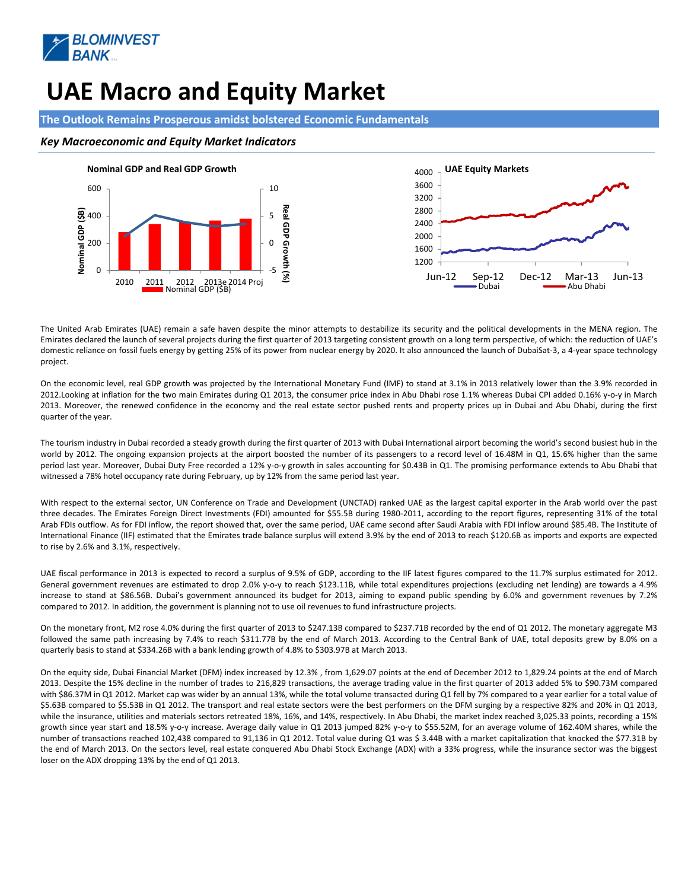# UAE Macro and Equity Market

## The Outlook Remains Prosperous amidst bolstered Economic Fundamentals

### *Key Macroeconomic and Equity Market Indicators*

**Nominal GDP and Real GDP Growth**

**UAE Equity Markets**

The United Arab Emirates (UAE) remain a safe haven despite the minor attempts to destabilize its security and the political developments in the MENA region. The Emirates declared the launch of several projects during the first quarter of 2013 targeting consistent growth on a long term perspective, of which: the reduction of UAE's domestic reliance on fossil fuels energy by getting 25% of its power from nuclear energy by 2020. It also announced the launch of DubaiSat-3, a 4-year space technology project.

On the economic level, real GDP growth was projected by the International Monetary Fund (IMF) to stand at 3.1% in 2013 relatively lower than the 3.9% recorded in 2012.Looking at inflation for the two main Emirates during Q1 2013, the consumer price index in Abu Dhabi rose 1.1% whereas Dubai CPI added 0.16% y-o-y in March 2013. Moreover, the renewed confidence in the economy and the real estate sector pushed rents and property prices up in Dubai and Abu Dhabi, during the first quarter of the year.

The tourism industry in Dubai recorded a steady growth during the first quarter of 2013 with Dubai International airport becoming the world's second busiest hub in the world by 2012. The ongoing expansion projects at the airport boosted the number of its passengers to a record level of 16.48M in Q1, 15.6% higher than the same period last year. Moreover, Dubai Duty Free recorded a 12% y-o-y growth in sales accounting for $0.43B in Q1. The promising performance extends to Abu Dhabi that witnessed a 78% hotel occupancy rate during February, up by 12% from the same period last year.

With respect to the external sector, UN Conference on Trade and Development (UNCTAD) ranked UAE as the largest capital exporter in the Arab world over the past three decades. The Emirates Foreign Direct Investments (FDI) amounted for $55.5B during 1980-2011, according to the report figures, representing 31% of the total Arab FDIs outflow. As for FDI inflow, the report showed that, over the same period, UAE came second after Saudi Arabia with FDI inflow around $85.4B. The Institute of International Finance (IIF) estimated that the Emirates trade balance surplus will extend 3.9% by the end of 2013 to reach $120.6B as imports and exports are expected to rise by 2.6% and 3.1%, respectively.

UAE fiscal performance in 2013 is expected to record a surplus of 9.5% of GDP, according to the IIF latest figures compared to the 11.7% surplus estimated for 2012. General government revenues are estimated to drop 2.0% y-o-y to reach $123.11B, while total expenditures projections (excluding net lending) are towards a 4.9% increase to stand at $86.56B. Dubai's government announced its budget for 2013, aiming to expand public spending by 6.0% and government revenues by 7.2% compared to 2012. In addition, the government is planning not to use oil revenues to fund infrastructure projects.

On the monetary front, M2 rose 4.0% during the first quarter of 2013 to $247.13B compared to $237.71B recorded by the end of Q1 2012. The monetary aggregate M3 followed the same path increasing by 7.4% to reach $311.77B by the end of March 2013. According to the Central Bank of UAE, total deposits grew by 8.0% on a quarterly basis to stand at $334.26B with a bank lending growth of 4.8% to $303.97B at March 2013.

On the equity side, Dubai Financial Market (DFM) index increased by 12.3% , from 1,629.07 points at the end of December 2012 to 1,829.24 points at the end of March 2013. Despite the 15% decline in the number of trades to 216,829 transactions, the average trading value in the first quarter of 2013 added 5% to $90.73M compared with $86.37M in Q1 2012. Market cap was wider by an annual 13%, while the total volume transacted during Q1 fell by 7% compared to a year earlier for a total value of $5.63B compared to $5.53B in Q1 2012. The transport and real estate sectors were the best performers on the DFM surging by a respective 82% and 20% in Q1 2013, while the insurance, utilities and materials sectors retreated 18%, 16%, and 14%, respectively. In Abu Dhabi, the market index reached 3,025.33 points, recording a 15% growth since year start and 18.5% y-o-y increase. Average daily value in Q1 2013 jumped 82% y-o-y to $55.52M, for an average volume of 162.40M shares, while the number of transactions reached 102,438 compared to 91,136 in Q1 2012. Total value during Q1 was $ 3.44B with a market capitalization that knocked the $77.31B by the end of March 2013. On the sectors level, real estate conquered Abu Dhabi Stock Exchange (ADX) with a 33% progress, while the insurance sector was the biggest loser on the ADX dropping 13% by the end of Q1 2013.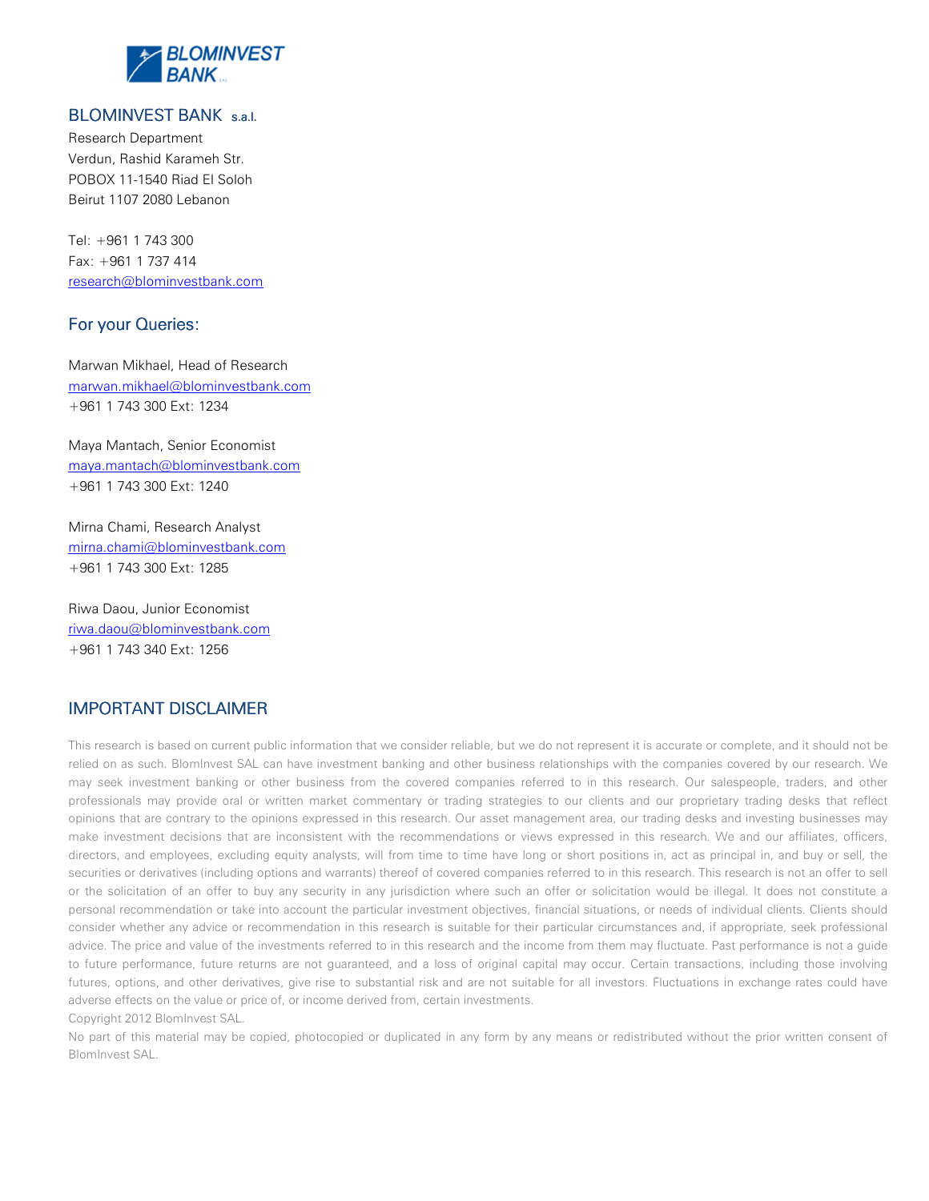BLOMINVEST BANK

## BLOMINVEST BANK s.a.l.

Research Department
Verdun, Rashid Karameh Str.
POBOX 11-1540 Riad El Soloh
Beirut 1107 2080 Lebanon

Tel: +961 1 743 300
Fax: +961 1 737 414
research@blominvestbank.com

## For your Queries:

Marwan Mikhael, Head of Research
marwan.mikhael@blominvestbank.com
+961 1 743 300 Ext: 1234

Maya Mantach, Senior Economist
maya.mantach@blominvestbank.com
+961 1 743 300 Ext: 1240

Mirna Chami, Research Analyst
mirna.chami@blominvestbank.com
+961 1 743 300 Ext: 1285

Riwa Daou, Junior Economist
riwa.daou@blominvestbank.com
+961 1 743 340 Ext: 1256

## IMPORTANT DISCLAIMER

This research is based on current public information that we consider reliable, but we do not represent it is accurate or complete, and it should not be relied on as such. BlomInvest SAL can have investment banking and other business relationships with the companies covered by our research. We may seek investment banking or other business from the covered companies referred to in this research. Our salespeople, traders, and other professionals may provide oral or written market commentary or trading strategies to our clients and our proprietary trading desks that reflect opinions that are contrary to the opinions expressed in this research. Our asset management area, our trading desks and investing businesses may make investment decisions that are inconsistent with the recommendations or views expressed in this research. We and our affiliates, officers, directors, and employees, excluding equity analysts, will from time to time have long or short positions in, act as principal in, and buy or sell, the securities or derivatives (including options and warrants) thereof of covered companies referred to in this research. This research is not an offer to sell or the solicitation of an offer to buy any security in any jurisdiction where such an offer or solicitation would be illegal. It does not constitute a personal recommendation or take into account the particular investment objectives, financial situations, or needs of individual clients. Clients should consider whether any advice or recommendation in this research is suitable for their particular circumstances and, if appropriate, seek professional advice. The price and value of the investments referred to in this research and the income from them may fluctuate. Past performance is not a guide to future performance, future returns are not guaranteed, and a loss of original capital may occur. Certain transactions, including those involving futures, options, and other derivatives, give rise to substantial risk and are not suitable for all investors. Fluctuations in exchange rates could have adverse effects on the value or price of, or income derived from, certain investments.

Copyright 2012 BlomInvest SAL.

No part of this material may be copied, photocopied or duplicated in any form by any means or redistributed without the prior written consent of BlomInvest SAL.